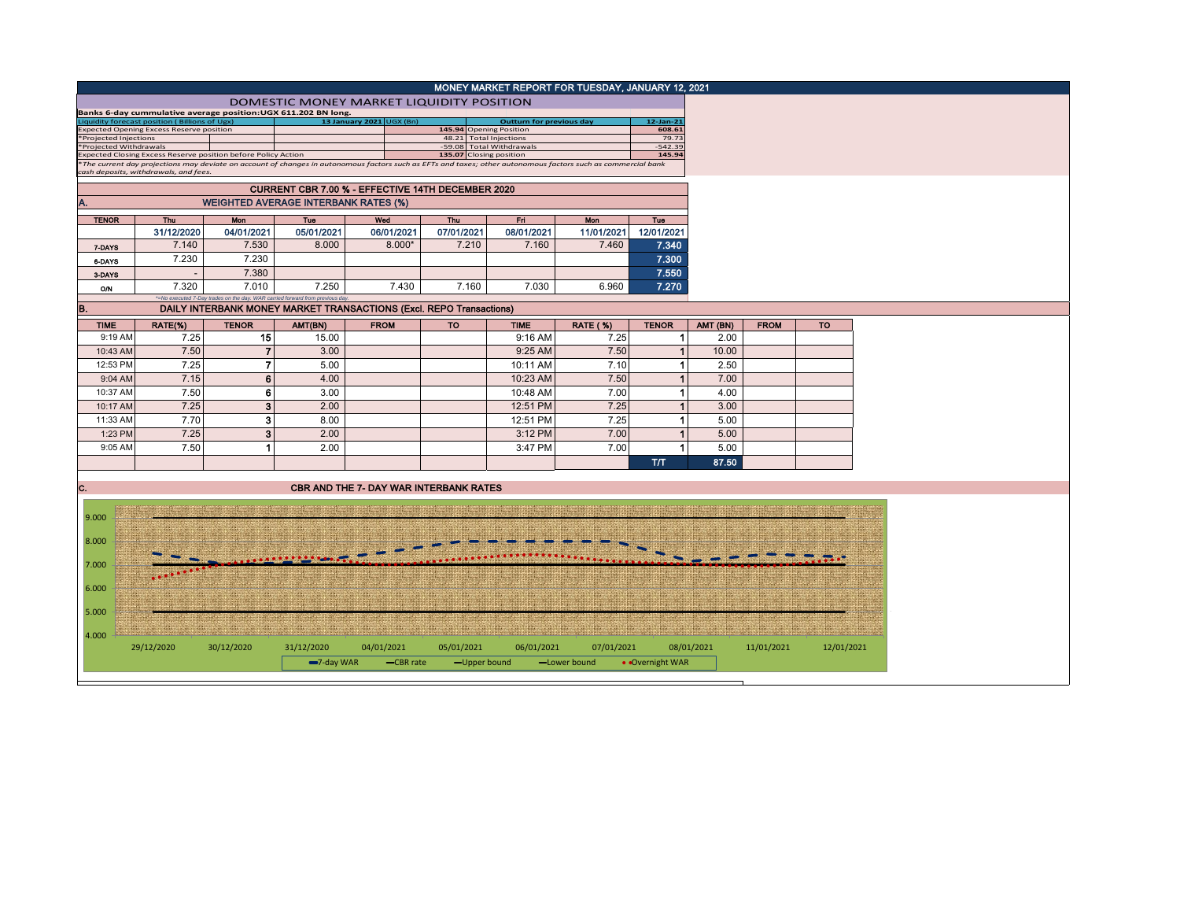# MONEY MARKET REPORT FOR TUESDAY, JANUARY 12, 2021

## DOMESTIC MONEY MARKET LIQUIDITY POSITION

**Banks 6-day cummulative average position:UGX 611.202 BN long.**

| Liquidity forecast position (Billions of Ugx) | | | 13 January 2021 | UGX (Bn) | Outturn for previous day | 12-Jan-21 |
|---|---|---|---|---|---|---|
| Expected Opening Excess Reserve position | | | | 145.94 | Opening Position | 608.61 |
| *Projected Injections | | | | 48.21 | Total Injections | 79.73 |
| *Projected Withdrawals | | | | -59.08 | Total Withdrawals | -542.39 |
| Expected Closing Excess Reserve position before Policy Action | | | | 135.07 | Closing position | 145.94 |

*The current day projections may deviate on account of changes in autonomous factors such as EFTs and taxes; other autonomous factors such as commercial bank cash deposits, withdrawals, and fees.*

## CURRENT CBR 7.00 % - EFFECTIVE 14TH DECEMBER 2020

### A. WEIGHTED AVERAGE INTERBANK RATES (%)

| TENOR | Thu | Mon | Tue | Wed | Thu | Fri | Mon | Tue |
|---|---|---|---|---|---|---|---|---|
| | 31/12/2020 | 04/01/2021 | 05/01/2021 | 06/01/2021 | 07/01/2021 | 08/01/2021 | 11/01/2021 | 12/01/2021 |
| 7-DAYS | 7.140 | 7.530 | 8.000 | 8.000* | 7.210 | 7.160 | 7.460 | 7.340 |
| 6-DAYS | 7.230 | 7.230 | | | | | | 7.300 |
| 3-DAYS | - | 7.380 | | | | | | 7.550 |
| O/N | 7.320 | 7.010 | 7.250 | 7.430 | 7.160 | 7.030 | 6.960 | 7.270 |

*=No executed 7-Day trades on the day. WAR carried forward from previous day.

### B. DAILY INTERBANK MONEY MARKET TRANSACTIONS (Excl. REPO Transactions)

| TIME | RATE(%) | TENOR | AMT(BN) | FROM | TO | TIME | RATE (%) | TENOR | AMT (BN) | FROM | TO |
|---|---|---|---|---|---|---|---|---|---|---|---|
| 9:19 AM | 7.25 | 15 | 15.00 | | | 9:16 AM | 7.25 | 1 | 2.00 | | |
| 10:43 AM | 7.50 | 7 | 3.00 | | | 9:25 AM | 7.50 | 1 | 10.00 | | |
| 12:53 PM | 7.25 | 7 | 5.00 | | | 10:11 AM | 7.10 | 1 | 2.50 | | |
| 9:04 AM | 7.15 | 6 | 4.00 | | | 10:23 AM | 7.50 | 1 | 7.00 | | |
| 10:37 AM | 7.50 | 6 | 3.00 | | | 10:48 AM | 7.00 | 1 | 4.00 | | |
| 10:17 AM | 7.25 | 3 | 2.00 | | | 12:51 PM | 7.25 | 1 | 3.00 | | |
| 11:33 AM | 7.70 | 3 | 8.00 | | | 12:51 PM | 7.25 | 1 | 5.00 | | |
| 1:23 PM | 7.25 | 3 | 2.00 | | | 3:12 PM | 7.00 | 1 | 5.00 | | |
| 9:05 AM | 7.50 | 1 | 2.00 | | | 3:47 PM | 7.00 | 1 | 5.00 | | |
| | | | | | | | | T/T | 87.50 | | |

### C. CBR AND THE 7- DAY WAR INTERBANK RATES

(Chart: y-axis 4.000–9.000; x-axis 29/12/2020, 30/12/2020, 31/12/2020, 04/01/2021, 05/01/2021, 06/01/2021, 07/01/2021, 08/01/2021, 11/01/2021, 12/01/2021; legend: 7-day WAR, CBR rate, Upper bound, Lower bound, Overnight WAR)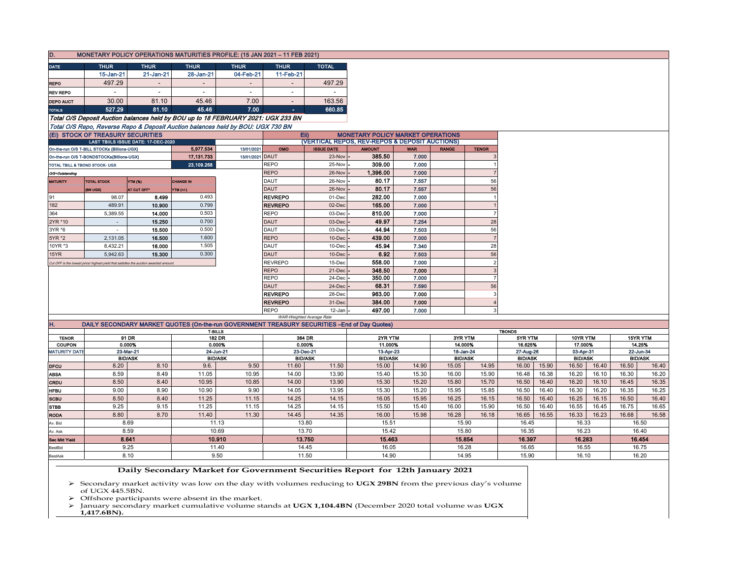## D. MONETARY POLICY OPERATIONS MATURITIES PROFILE: (15 JAN 2021 – 11 FEB 2021)

| DATE | THUR | THUR | THUR | THUR | THUR | TOTAL |
|---|---|---|---|---|---|---|
| | 15-Jan-21 | 21-Jan-21 | 28-Jan-21 | 04-Feb-21 | 11-Feb-21 | |
| REPO | 497.29 | - | - | - | - | 497.29 |
| REV REPO | - | - | - | - | - | - |
| DEPO AUCT | 30.00 | 81.10 | 45.46 | 7.00 | - | 163.56 |
| TOTALS | 527.29 | 81.10 | 45.46 | 7.00 | - | 660.85 |

*Total O/S Deposit Auction balances held by BOU up to 18 FEBRUARY 2021: UGX 233 BN*

*Total O/S Repo, Reverse Repo & Deposit Auction balances held by BOU: UGX 730 BN*

## (EI) STOCK OF TREASURY SECURITIES

| LAST TBIILS ISSUE DATE: 17-DEC-2020 | | |
|---|---|---|
| On-the-run O/S T-BILL STOCKs (Billions-UGX) | 5,977.534 | 13/01/2021 |
| On-the-run O/S T-BONDSTOCKs(Billions-UGX) | 17,131.733 | 13/01/2021 |
| TOTAL TBILL & TBOND STOCK- UGX | 23,109.268 | |

*O/S=Outstanding*

| MATURITY | TOTAL STOCK (BN UGX) | YTM (%) AT CUT OFF* | CHANGE IN YTM (+/-) |
|---|---|---|---|
| 91 | 98.07 | 8.499 | 0.493 |
| 182 | 489.91 | 10.900 | 0.799 |
| 364 | 5,389.55 | 14.000 | 0.503 |
| 2YR *10 | - | 15.250 | 0.700 |
| 3YR *6 | - | 15.500 | 0.500 |
| 5YR *2 | 2,131.05 | 16.500 | 1.600 |
| 10YR *3 | 8,432.21 | 16.000 | 1.505 |
| 15YR | 5,942.63 | 15.300 | 0.300 |

*Cut OFF is the lowest price/ highest yield that satisfies the auction awarded amount.*

## Eii) MONETARY POLICY MARKET OPERATIONS

### (VERTICAL REPOS, REV-REPOS & DEPOSIT AUCTIONS)

| OMO | ISSUE DATE | AMOUNT | WAR | RANGE | TENOR |
|---|---|---|---|---|---|
| DAUT | 23-Nov | 385.50 | 7.000 | | 3 |
| REPO | 25-Nov | 309.00 | 7.000 | | 1 |
| REPO | 26-Nov | 1,396.00 | 7.000 | | 7 |
| DAUT | 26-Nov | 80.17 | 7.557 | | 56 |
| DAUT | 26-Nov | 80.17 | 7.557 | | 56 |
| REVREPO | 01-Dec | 282.00 | 7.000 | | 1 |
| REVREPO | 02-Dec | 165.00 | 7.000 | | 1 |
| REPO | 03-Dec | 810.00 | 7.000 | | 7 |
| DAUT | 03-Dec | 49.97 | 7.254 | | 28 |
| DAUT | 03-Dec | 44.94 | 7.503 | | 56 |
| REPO | 10-Dec | 439.00 | 7.000 | | 7 |
| DAUT | 10-Dec | 45.94 | 7.340 | | 28 |
| DAUT | 10-Dec | 6.92 | 7.503 | | 56 |
| REVREPO | 15-Dec | 558.00 | 7.000 | | 2 |
| REPO | 21-Dec | 348.50 | 7.000 | | 3 |
| REPO | 24-Dec | 350.00 | 7.000 | | 7 |
| DAUT | 24-Dec | 68.31 | 7.590 | | 56 |
| REVREPO | 28-Dec | 963.00 | 7.000 | | 3 |
| REVREPO | 31-Dec | 384.00 | 7.000 | | 4 |
| REPO | 12-Jan | 497.00 | 7.000 | | 3 |

*WAR-Weighted Average Rate*

## H. DAILY SECONDARY MARKET QUOTES (On-the-run GOVERNMENT TREASURY SECURITIES –End of Day Quotes)

| | T-BILLS | | | | | | TBONDS | | | | | | | | | |
|---|---|---|---|---|---|---|---|---|---|---|---|---|---|---|---|---|
| TENOR | 91 DR | | 182 DR | | 364 DR | | 2YR YTM | | 3YR YTM | | 5YR YTM | | 10YR YTM | | 15YR YTM | |
| COUPON | 0.000% | | 0.000% | | 0.000% | | 11.000% | | 14.000% | | 16.625% | | 17.000% | | 14.25% | |
| MATURITY DATE | 23-Mar-21 | | 24-Jun-21 | | 23-Dec-21 | | 13-Apr-23 | | 18-Jan-24 | | 27-Aug-26 | | 03-Apr-31 | | 22-Jun-34 | |
| | BID/ASK | | BID/ASK | | BID/ASK | | BID/ASK | | BID/ASK | | BID/ASK | | BID/ASK | | BID/ASK | |
| DFCU | 8.20 | 8.10 | 9.6. | 9.50 | 11.60 | 11.50 | 15.00 | 14.90 | 15.05 | 14.95 | 16.00 | 15.90 | 16.50 | 16.40 | 16.50 | 16.40 |
| ABSA | 8.59 | 8.49 | 11.05 | 10.95 | 14.00 | 13.90 | 15.40 | 15.30 | 16.00 | 15.90 | 16.48 | 16.38 | 16.20 | 16.10 | 16.30 | 16.20 |
| CRDU | 8.50 | 8.40 | 10.95 | 10.85 | 14.00 | 13.90 | 15.30 | 15.20 | 15.80 | 15.70 | 16.50 | 16.40 | 16.20 | 16.10 | 16.45 | 16.35 |
| HFBU | 9.00 | 8.90 | 10.90 | 9.90 | 14.05 | 13.95 | 15.30 | 15.20 | 15.95 | 15.85 | 16.50 | 16.40 | 16.30 | 16.20 | 16.35 | 16.25 |
| SCBU | 8.50 | 8.40 | 11.25 | 11.15 | 14.25 | 14.15 | 16.05 | 15.95 | 16.25 | 16.15 | 16.50 | 16.40 | 16.25 | 16.15 | 16.50 | 16.40 |
| STBB | 9.25 | 9.15 | 11.25 | 11.15 | 14.25 | 14.15 | 15.50 | 15.40 | 16.00 | 15.90 | 16.50 | 16.40 | 16.55 | 16.45 | 16.75 | 16.65 |
| RODA | 8.80 | 8.70 | 11.40 | 11.30 | 14.45 | 14.35 | 16.00 | 15.98 | 16.28 | 16.18 | 16.65 | 16.55 | 16.33 | 16.23 | 16.68 | 16.58 |
| Av. Bid | 8.69 | | 11.13 | | 13.80 | | 15.51 | | 15.90 | | 16.45 | | 16.33 | | 16.50 | |
| Av. Ask | 8.59 | | 10.69 | | 13.70 | | 15.42 | | 15.80 | | 16.35 | | 16.23 | | 16.40 | |
| Sec Mkt Yield | 8.641 | | 10.910 | | 13.750 | | 15.463 | | 15.854 | | 16.397 | | 16.283 | | 16.454 | |
| BestBid | 9.25 | | 11.40 | | 14.45 | | 16.05 | | 16.28 | | 16.65 | | 16.55 | | 16.75 | |
| BestAsk | 8.10 | | 9.50 | | 11.50 | | 14.90 | | 14.95 | | 15.90 | | 16.10 | | 16.20 | |

### Daily Secondary Market for Government Securities Report for 12th January 2021

- Secondary market activity was low on the day with volumes reducing to **UGX 29BN** from the previous day's volume of UGX 445.5BN.
- Offshore participants were absent in the market.
- January secondary market cumulative volume stands at **UGX 1,104.4BN** (December 2020 total volume was **UGX 1,417.6BN).**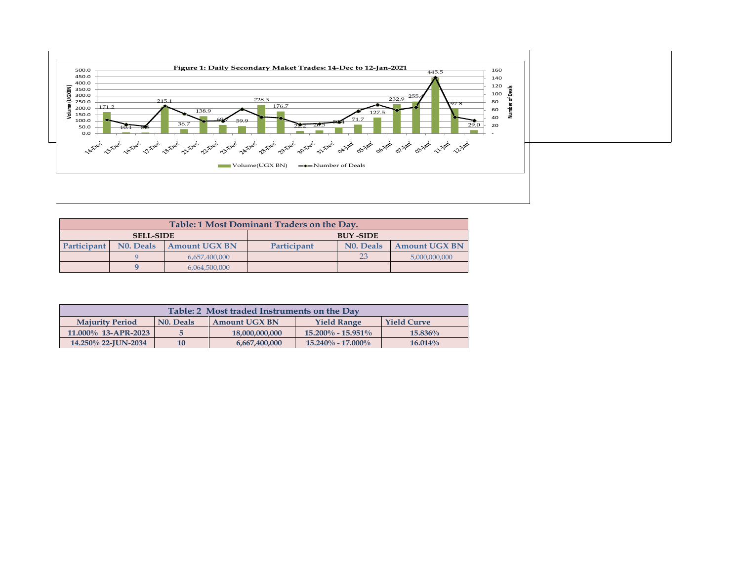**Figure 1: Daily Secondary Maket Trades: 14-Dec to 12-Jan-2021**

Volume (UGXBN)

Number of Deals

500.0
450.0
400.0
350.0
300.0
250.0
200.0
150.0
100.0
50.0
0.0

160
140
120
100
80
60
40
20
-

171.2
10.1
8.8
215.1
36.7
138.9
69.7
59.9
228.3
176.7
22.2
26.5
50.4
71.7
127.5
232.9
255.4
445.5
197.8
29.0

14-Dec'
15-Dec'
16-Dec'
17-Dec'
18-Dec'
21-Dec'
22-Dec'
23-Dec'
24-Dec'
28-Dec'
29-Dec'
30-Dec'
31-Dec'
04-Jan'
05-Jan'
06-Jan'
07-Jan'
08-Jan'
11-Jan'
12-Jan'

Volume(UGX BN)
Number of Deals

| Table: 1 Most Dominant Traders on the Day. | | | | | |
|---|---|---|---|---|---|
| SELL-SIDE | | | BUY -SIDE | | |
| Participant | N0. Deals | Amount UGX BN | Participant | N0. Deals | Amount UGX BN |
| | 9 | 6,657,400,000 | | 23 | 5,000,000,000 |
| | 9 | 6,064,500,000 | | | |

| Table: 2 Most traded Instruments on the Day | | | | |
|---|---|---|---|---|
| Majurity Period | N0. Deals | Amount UGX BN | Yield Range | Yield Curve |
| 11.000% 13-APR-2023 | 5 | 18,000,000,000 | 15.200% - 15.951% | 15.836% |
| 14.250% 22-JUN-2034 | 10 | 6,667,400,000 | 15.240% - 17.000% | 16.014% |